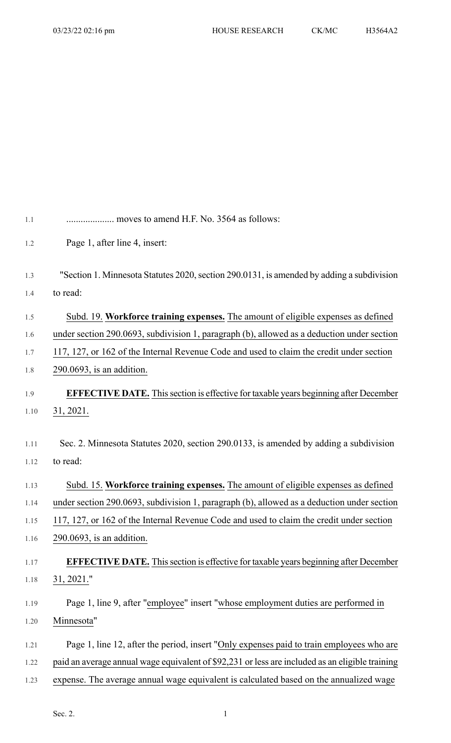.................... moves to amend H.F. No. 3564 as follows:

Page 1, after line 4, insert:

"Section 1. Minnesota Statutes 2020, section 290.0131, is amended by adding a subdivision to read:

Subd. 19. **Workforce training expenses.** The amount of eligible expenses as defined under section 290.0693, subdivision 1, paragraph (b), allowed as a deduction under section 117, 127, or 162 of the Internal Revenue Code and used to claim the credit under section 290.0693, is an addition.

**EFFECTIVE DATE.** This section is effective for taxable years beginning after December 31, 2021.

Sec. 2. Minnesota Statutes 2020, section 290.0133, is amended by adding a subdivision to read:

Subd. 15. **Workforce training expenses.** The amount of eligible expenses as defined under section 290.0693, subdivision 1, paragraph (b), allowed as a deduction under section 117, 127, or 162 of the Internal Revenue Code and used to claim the credit under section 290.0693, is an addition.

**EFFECTIVE DATE.** This section is effective for taxable years beginning after December 31, 2021."

Page 1, line 9, after "employee" insert "whose employment duties are performed in Minnesota"

Page 1, line 12, after the period, insert "Only expenses paid to train employees who are paid an average annual wage equivalent of $92,231 or less are included as an eligible training expense. The average annual wage equivalent is calculated based on the annualized wage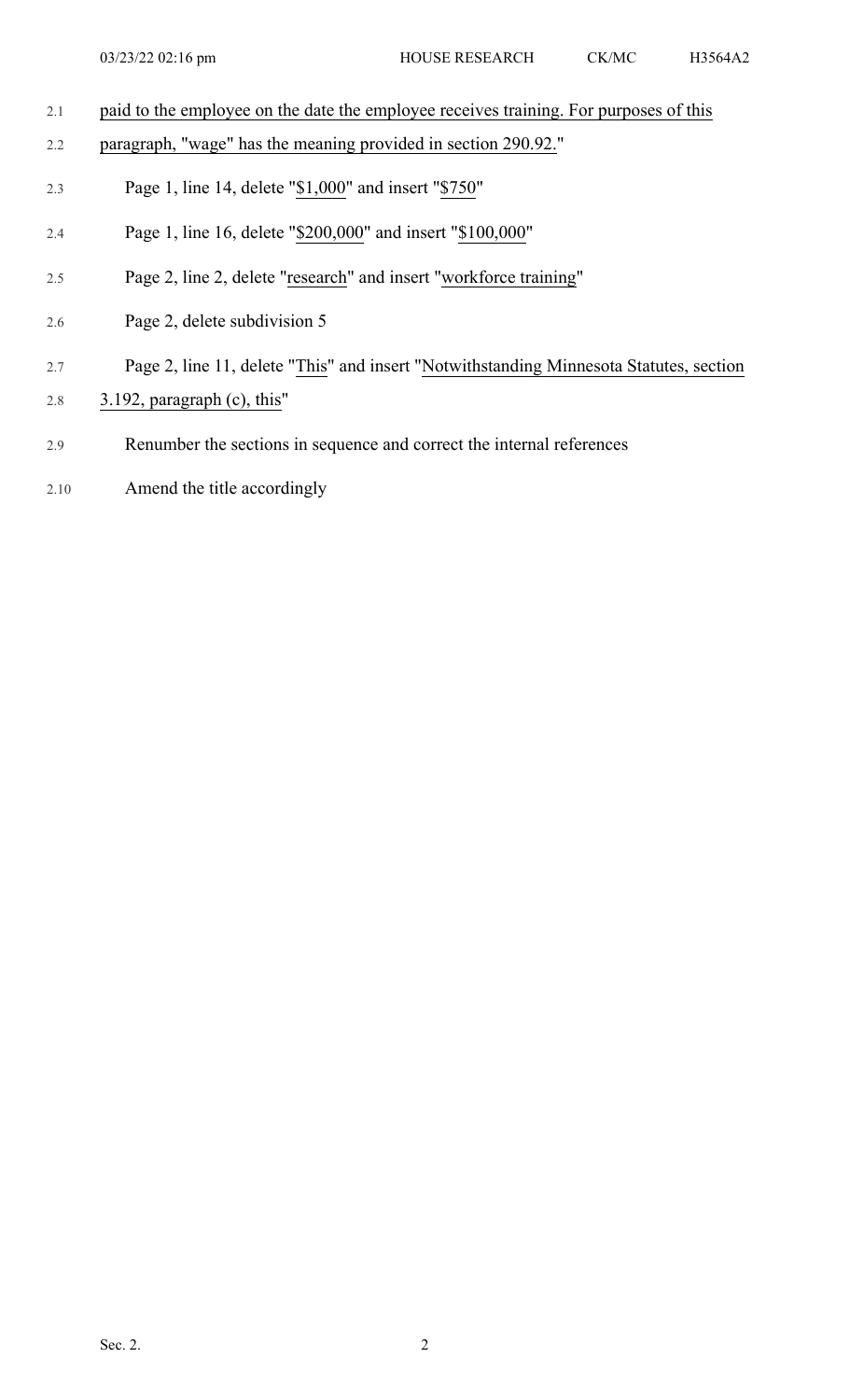paid to the employee on the date the employee receives training. For purposes of this paragraph, "wage" has the meaning provided in section 290.92."

Page 1, line 14, delete "$1,000" and insert "$750"

Page 1, line 16, delete "$200,000" and insert "$100,000"

Page 2, line 2, delete "research" and insert "workforce training"

Page 2, delete subdivision 5

Page 2, line 11, delete "This" and insert "Notwithstanding Minnesota Statutes, section 3.192, paragraph (c), this"

Renumber the sections in sequence and correct the internal references

Amend the title accordingly